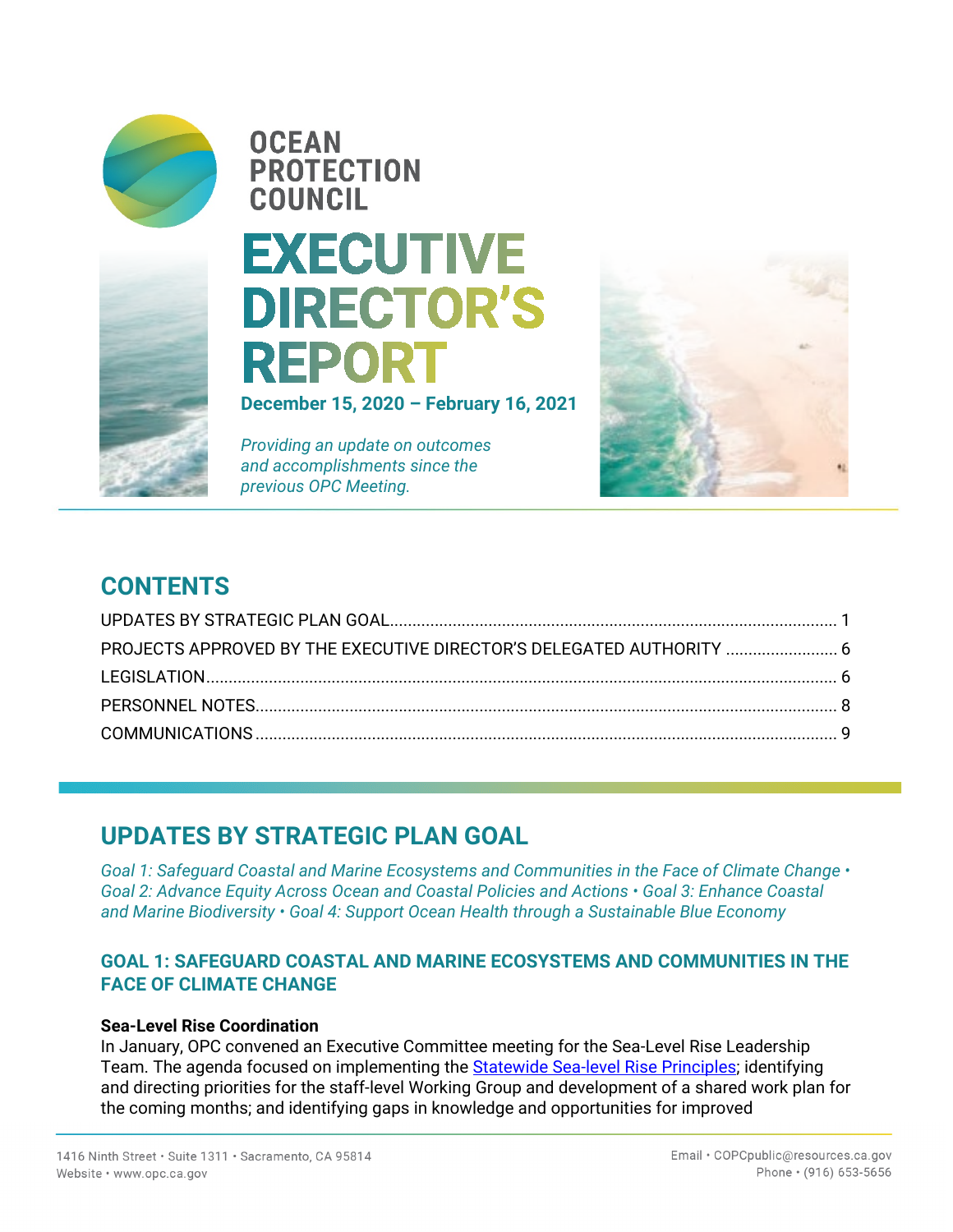# OCEAN PROTECTION COUNCIL

# EXECUTIVE DIRECTOR'S REPORT

**December 15, 2020 – February 16, 2021**

*Providing an update on outcomes and accomplishments since the previous OPC Meeting.*

## CONTENTS

UPDATES BY STRATEGIC PLAN GOAL .......... 1
PROJECTS APPROVED BY THE EXECUTIVE DIRECTOR'S DELEGATED AUTHORITY .......... 6
LEGISLATION .......... 6
PERSONNEL NOTES .......... 8
COMMUNICATIONS .......... 9

## UPDATES BY STRATEGIC PLAN GOAL

*Goal 1: Safeguard Coastal and Marine Ecosystems and Communities in the Face of Climate Change • Goal 2: Advance Equity Across Ocean and Coastal Policies and Actions • Goal 3: Enhance Coastal and Marine Biodiversity • Goal 4: Support Ocean Health through a Sustainable Blue Economy*

### GOAL 1: SAFEGUARD COASTAL AND MARINE ECOSYSTEMS AND COMMUNITIES IN THE FACE OF CLIMATE CHANGE

**Sea-Level Rise Coordination**

In January, OPC convened an Executive Committee meeting for the Sea-Level Rise Leadership Team. The agenda focused on implementing the Statewide Sea-level Rise Principles; identifying and directing priorities for the staff-level Working Group and development of a shared work plan for the coming months; and identifying gaps in knowledge and opportunities for improved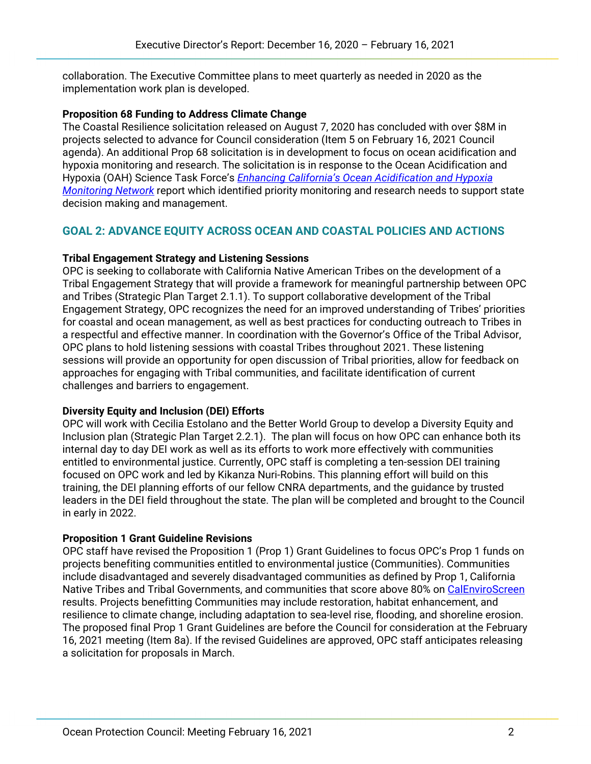collaboration. The Executive Committee plans to meet quarterly as needed in 2020 as the implementation work plan is developed.

**Proposition 68 Funding to Address Climate Change**

The Coastal Resilience solicitation released on August 7, 2020 has concluded with over $8M in projects selected to advance for Council consideration (Item 5 on February 16, 2021 Council agenda). An additional Prop 68 solicitation is in development to focus on ocean acidification and hypoxia monitoring and research. The solicitation is in response to the Ocean Acidification and Hypoxia (OAH) Science Task Force's *Enhancing California's Ocean Acidification and Hypoxia Monitoring Network* report which identified priority monitoring and research needs to support state decision making and management.

## GOAL 2: ADVANCE EQUITY ACROSS OCEAN AND COASTAL POLICIES AND ACTIONS

**Tribal Engagement Strategy and Listening Sessions**

OPC is seeking to collaborate with California Native American Tribes on the development of a Tribal Engagement Strategy that will provide a framework for meaningful partnership between OPC and Tribes (Strategic Plan Target 2.1.1). To support collaborative development of the Tribal Engagement Strategy, OPC recognizes the need for an improved understanding of Tribes' priorities for coastal and ocean management, as well as best practices for conducting outreach to Tribes in a respectful and effective manner. In coordination with the Governor's Office of the Tribal Advisor, OPC plans to hold listening sessions with coastal Tribes throughout 2021. These listening sessions will provide an opportunity for open discussion of Tribal priorities, allow for feedback on approaches for engaging with Tribal communities, and facilitate identification of current challenges and barriers to engagement.

**Diversity Equity and Inclusion (DEI) Efforts**

OPC will work with Cecilia Estolano and the Better World Group to develop a Diversity Equity and Inclusion plan (Strategic Plan Target 2.2.1). The plan will focus on how OPC can enhance both its internal day to day DEI work as well as its efforts to work more effectively with communities entitled to environmental justice. Currently, OPC staff is completing a ten-session DEI training focused on OPC work and led by Kikanza Nuri-Robins. This planning effort will build on this training, the DEI planning efforts of our fellow CNRA departments, and the guidance by trusted leaders in the DEI field throughout the state. The plan will be completed and brought to the Council in early in 2022.

**Proposition 1 Grant Guideline Revisions**

OPC staff have revised the Proposition 1 (Prop 1) Grant Guidelines to focus OPC's Prop 1 funds on projects benefiting communities entitled to environmental justice (Communities). Communities include disadvantaged and severely disadvantaged communities as defined by Prop 1, California Native Tribes and Tribal Governments, and communities that score above 80% on CalEnviroScreen results. Projects benefitting Communities may include restoration, habitat enhancement, and resilience to climate change, including adaptation to sea-level rise, flooding, and shoreline erosion. The proposed final Prop 1 Grant Guidelines are before the Council for consideration at the February 16, 2021 meeting (Item 8a). If the revised Guidelines are approved, OPC staff anticipates releasing a solicitation for proposals in March.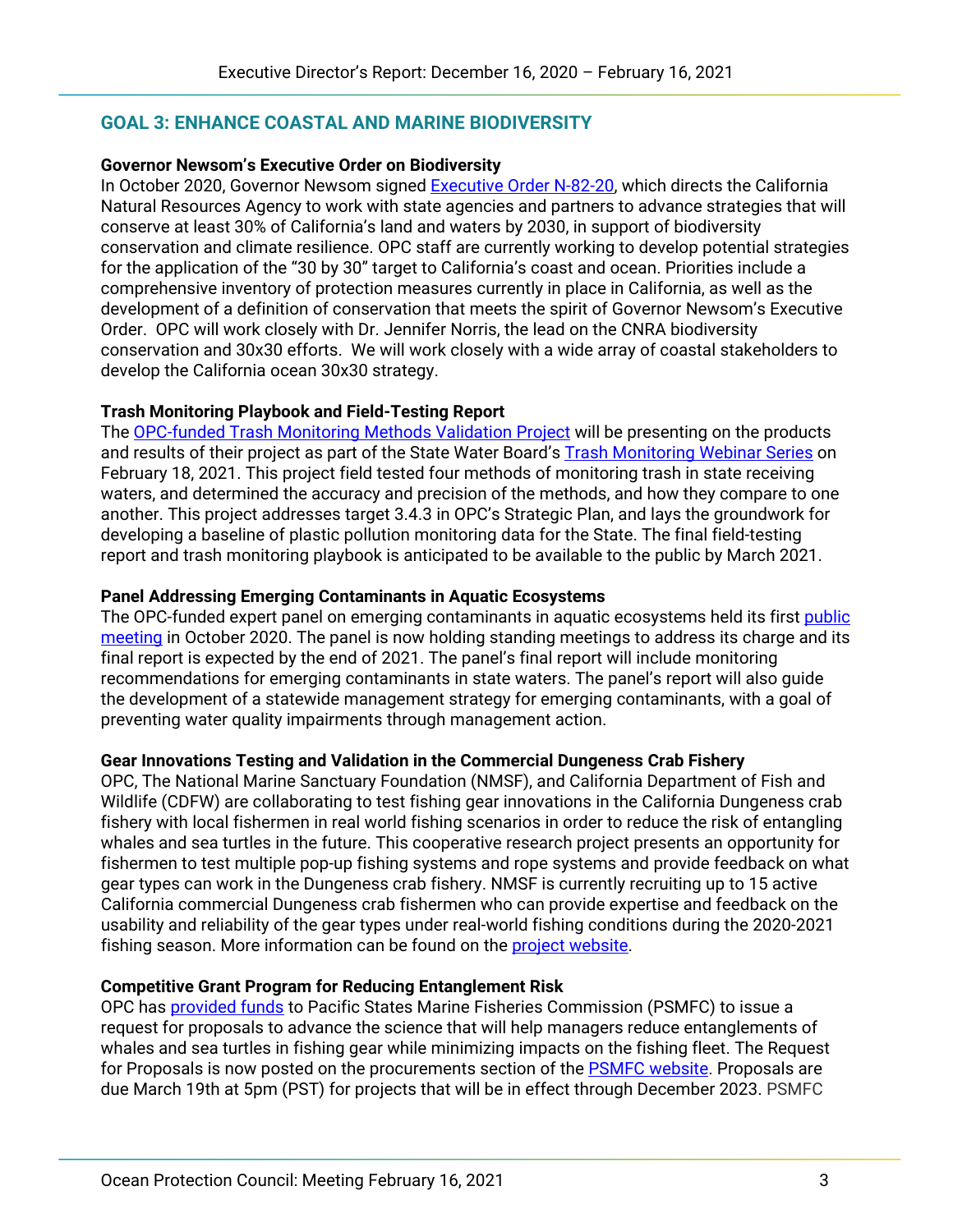## GOAL 3: ENHANCE COASTAL AND MARINE BIODIVERSITY

**Governor Newsom's Executive Order on Biodiversity**
In October 2020, Governor Newsom signed Executive Order N-82-20, which directs the California Natural Resources Agency to work with state agencies and partners to advance strategies that will conserve at least 30% of California's land and waters by 2030, in support of biodiversity conservation and climate resilience. OPC staff are currently working to develop potential strategies for the application of the "30 by 30" target to California's coast and ocean. Priorities include a comprehensive inventory of protection measures currently in place in California, as well as the development of a definition of conservation that meets the spirit of Governor Newsom's Executive Order. OPC will work closely with Dr. Jennifer Norris, the lead on the CNRA biodiversity conservation and 30x30 efforts. We will work closely with a wide array of coastal stakeholders to develop the California ocean 30x30 strategy.

**Trash Monitoring Playbook and Field-Testing Report**
The OPC-funded Trash Monitoring Methods Validation Project will be presenting on the products and results of their project as part of the State Water Board's Trash Monitoring Webinar Series on February 18, 2021. This project field tested four methods of monitoring trash in state receiving waters, and determined the accuracy and precision of the methods, and how they compare to one another. This project addresses target 3.4.3 in OPC's Strategic Plan, and lays the groundwork for developing a baseline of plastic pollution monitoring data for the State. The final field-testing report and trash monitoring playbook is anticipated to be available to the public by March 2021.

**Panel Addressing Emerging Contaminants in Aquatic Ecosystems**
The OPC-funded expert panel on emerging contaminants in aquatic ecosystems held its first public meeting in October 2020. The panel is now holding standing meetings to address its charge and its final report is expected by the end of 2021. The panel's final report will include monitoring recommendations for emerging contaminants in state waters. The panel's report will also guide the development of a statewide management strategy for emerging contaminants, with a goal of preventing water quality impairments through management action.

**Gear Innovations Testing and Validation in the Commercial Dungeness Crab Fishery**
OPC, The National Marine Sanctuary Foundation (NMSF), and California Department of Fish and Wildlife (CDFW) are collaborating to test fishing gear innovations in the California Dungeness crab fishery with local fishermen in real world fishing scenarios in order to reduce the risk of entangling whales and sea turtles in the future. This cooperative research project presents an opportunity for fishermen to test multiple pop-up fishing systems and rope systems and provide feedback on what gear types can work in the Dungeness crab fishery. NMSF is currently recruiting up to 15 active California commercial Dungeness crab fishermen who can provide expertise and feedback on the usability and reliability of the gear types under real-world fishing conditions during the 2020-2021 fishing season. More information can be found on the project website.

**Competitive Grant Program for Reducing Entanglement Risk**
OPC has provided funds to Pacific States Marine Fisheries Commission (PSMFC) to issue a request for proposals to advance the science that will help managers reduce entanglements of whales and sea turtles in fishing gear while minimizing impacts on the fishing fleet. The Request for Proposals is now posted on the procurements section of the PSMFC website. Proposals are due March 19th at 5pm (PST) for projects that will be in effect through December 2023. PSMFC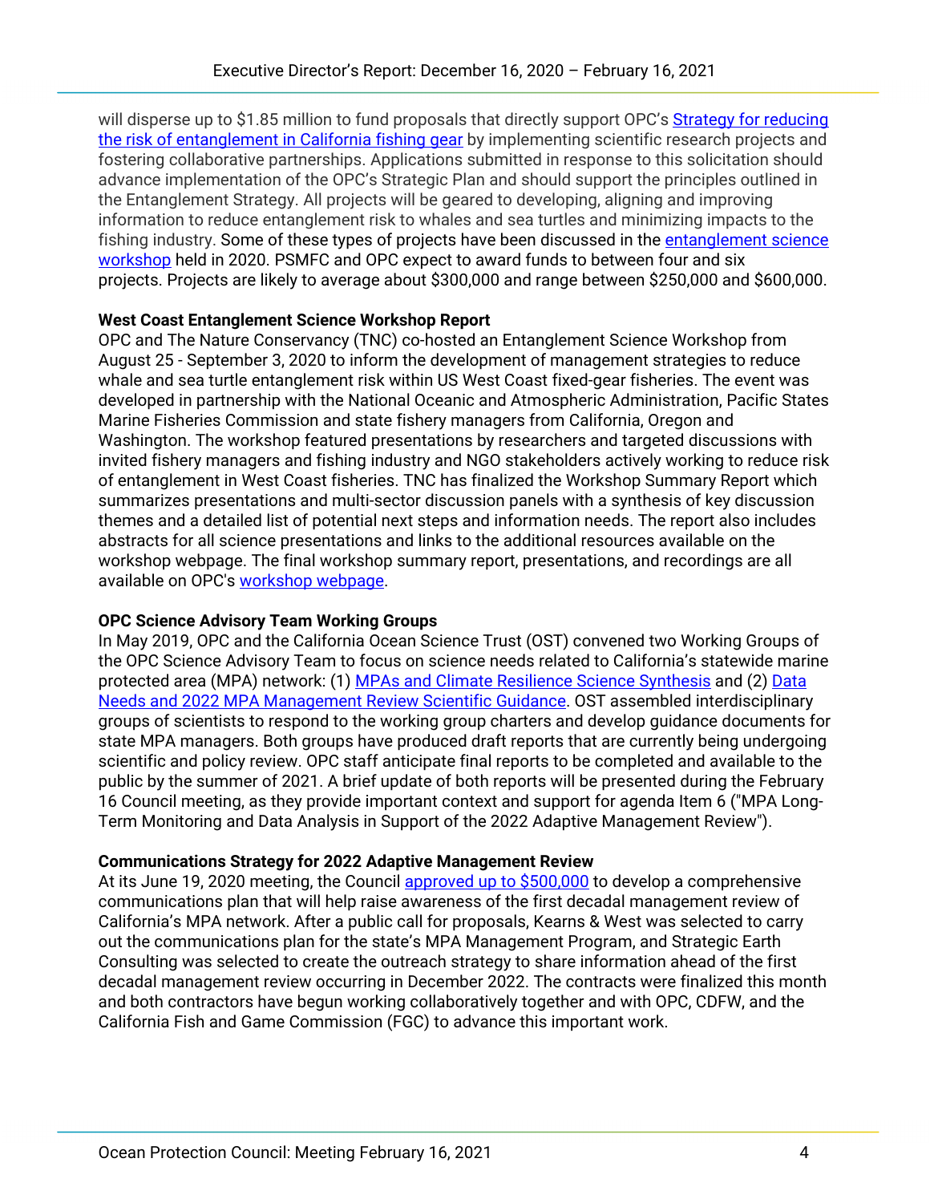will disperse up to $1.85 million to fund proposals that directly support OPC's [Strategy for reducing the risk of entanglement in California fishing gear] by implementing scientific research projects and fostering collaborative partnerships. Applications submitted in response to this solicitation should advance implementation of the OPC's Strategic Plan and should support the principles outlined in the Entanglement Strategy. All projects will be geared to developing, aligning and improving information to reduce entanglement risk to whales and sea turtles and minimizing impacts to the fishing industry. Some of these types of projects have been discussed in the [entanglement science workshop] held in 2020. PSMFC and OPC expect to award funds to between four and six projects. Projects are likely to average about $300,000 and range between $250,000 and $600,000.

**West Coast Entanglement Science Workshop Report**

OPC and The Nature Conservancy (TNC) co-hosted an Entanglement Science Workshop from August 25 - September 3, 2020 to inform the development of management strategies to reduce whale and sea turtle entanglement risk within US West Coast fixed-gear fisheries. The event was developed in partnership with the National Oceanic and Atmospheric Administration, Pacific States Marine Fisheries Commission and state fishery managers from California, Oregon and Washington. The workshop featured presentations by researchers and targeted discussions with invited fishery managers and fishing industry and NGO stakeholders actively working to reduce risk of entanglement in West Coast fisheries. TNC has finalized the Workshop Summary Report which summarizes presentations and multi-sector discussion panels with a synthesis of key discussion themes and a detailed list of potential next steps and information needs. The report also includes abstracts for all science presentations and links to the additional resources available on the workshop webpage. The final workshop summary report, presentations, and recordings are all available on OPC's [workshop webpage].

**OPC Science Advisory Team Working Groups**

In May 2019, OPC and the California Ocean Science Trust (OST) convened two Working Groups of the OPC Science Advisory Team to focus on science needs related to California's statewide marine protected area (MPA) network: (1) [MPAs and Climate Resilience Science Synthesis] and (2) [Data Needs and 2022 MPA Management Review Scientific Guidance]. OST assembled interdisciplinary groups of scientists to respond to the working group charters and develop guidance documents for state MPA managers. Both groups have produced draft reports that are currently being undergoing scientific and policy review. OPC staff anticipate final reports to be completed and available to the public by the summer of 2021. A brief update of both reports will be presented during the February 16 Council meeting, as they provide important context and support for agenda Item 6 ("MPA Long-Term Monitoring and Data Analysis in Support of the 2022 Adaptive Management Review").

**Communications Strategy for 2022 Adaptive Management Review**

At its June 19, 2020 meeting, the Council [approved up to $500,000] to develop a comprehensive communications plan that will help raise awareness of the first decadal management review of California's MPA network. After a public call for proposals, Kearns & West was selected to carry out the communications plan for the state's MPA Management Program, and Strategic Earth Consulting was selected to create the outreach strategy to share information ahead of the first decadal management review occurring in December 2022. The contracts were finalized this month and both contractors have begun working collaboratively together and with OPC, CDFW, and the California Fish and Game Commission (FGC) to advance this important work.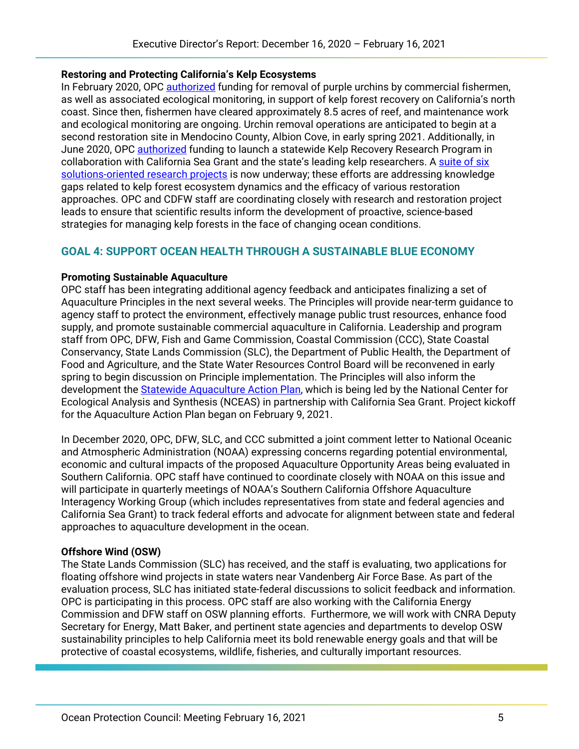### Restoring and Protecting California's Kelp Ecosystems

In February 2020, OPC authorized funding for removal of purple urchins by commercial fishermen, as well as associated ecological monitoring, in support of kelp forest recovery on California's north coast. Since then, fishermen have cleared approximately 8.5 acres of reef, and maintenance work and ecological monitoring are ongoing. Urchin removal operations are anticipated to begin at a second restoration site in Mendocino County, Albion Cove, in early spring 2021. Additionally, in June 2020, OPC authorized funding to launch a statewide Kelp Recovery Research Program in collaboration with California Sea Grant and the state's leading kelp researchers. A suite of six solutions-oriented research projects is now underway; these efforts are addressing knowledge gaps related to kelp forest ecosystem dynamics and the efficacy of various restoration approaches. OPC and CDFW staff are coordinating closely with research and restoration project leads to ensure that scientific results inform the development of proactive, science-based strategies for managing kelp forests in the face of changing ocean conditions.

## GOAL 4: SUPPORT OCEAN HEALTH THROUGH A SUSTAINABLE BLUE ECONOMY

### Promoting Sustainable Aquaculture

OPC staff has been integrating additional agency feedback and anticipates finalizing a set of Aquaculture Principles in the next several weeks. The Principles will provide near-term guidance to agency staff to protect the environment, effectively manage public trust resources, enhance food supply, and promote sustainable commercial aquaculture in California. Leadership and program staff from OPC, DFW, Fish and Game Commission, Coastal Commission (CCC), State Coastal Conservancy, State Lands Commission (SLC), the Department of Public Health, the Department of Food and Agriculture, and the State Water Resources Control Board will be reconvened in early spring to begin discussion on Principle implementation. The Principles will also inform the development the Statewide Aquaculture Action Plan, which is being led by the National Center for Ecological Analysis and Synthesis (NCEAS) in partnership with California Sea Grant. Project kickoff for the Aquaculture Action Plan began on February 9, 2021.

In December 2020, OPC, DFW, SLC, and CCC submitted a joint comment letter to National Oceanic and Atmospheric Administration (NOAA) expressing concerns regarding potential environmental, economic and cultural impacts of the proposed Aquaculture Opportunity Areas being evaluated in Southern California. OPC staff have continued to coordinate closely with NOAA on this issue and will participate in quarterly meetings of NOAA's Southern California Offshore Aquaculture Interagency Working Group (which includes representatives from state and federal agencies and California Sea Grant) to track federal efforts and advocate for alignment between state and federal approaches to aquaculture development in the ocean.

### Offshore Wind (OSW)

The State Lands Commission (SLC) has received, and the staff is evaluating, two applications for floating offshore wind projects in state waters near Vandenberg Air Force Base. As part of the evaluation process, SLC has initiated state-federal discussions to solicit feedback and information. OPC is participating in this process. OPC staff are also working with the California Energy Commission and DFW staff on OSW planning efforts. Furthermore, we will work with CNRA Deputy Secretary for Energy, Matt Baker, and pertinent state agencies and departments to develop OSW sustainability principles to help California meet its bold renewable energy goals and that will be protective of coastal ecosystems, wildlife, fisheries, and culturally important resources.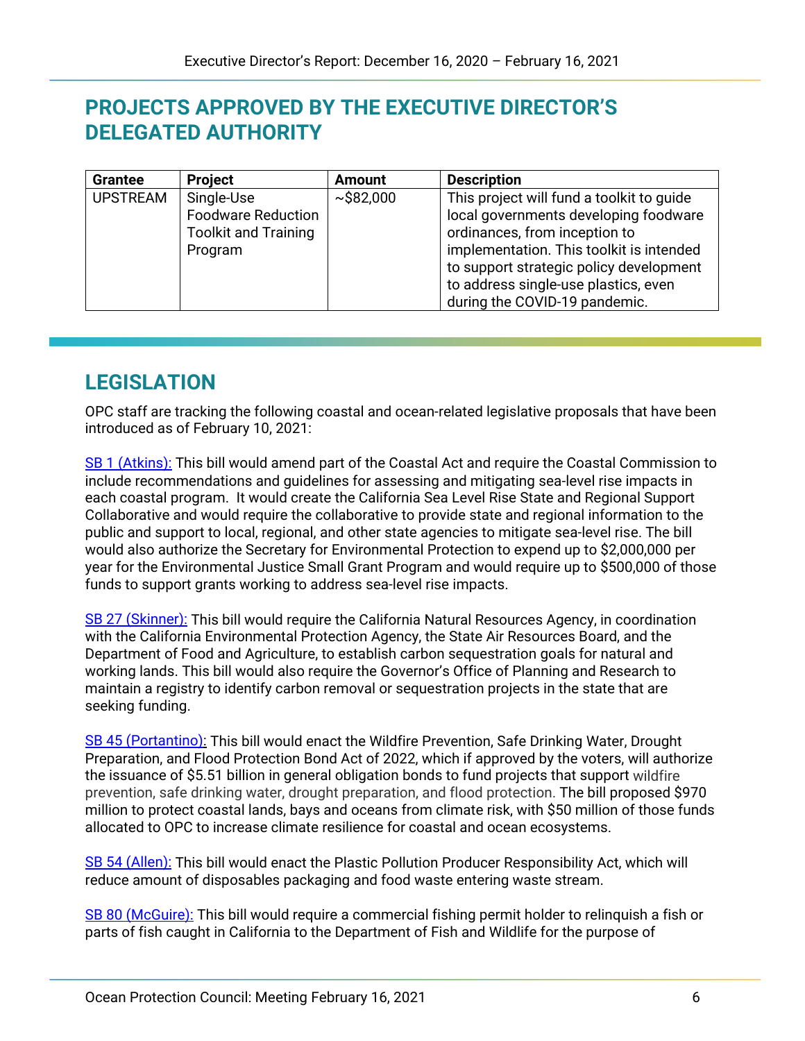## PROJECTS APPROVED BY THE EXECUTIVE DIRECTOR'S DELEGATED AUTHORITY

| Grantee | Project | Amount | Description |
|---|---|---|---|
| UPSTREAM | Single-Use Foodware Reduction Toolkit and Training Program | ~$82,000 | This project will fund a toolkit to guide local governments developing foodware ordinances, from inception to implementation. This toolkit is intended to support strategic policy development to address single-use plastics, even during the COVID-19 pandemic. |

## LEGISLATION

OPC staff are tracking the following coastal and ocean-related legislative proposals that have been introduced as of February 10, 2021:

SB 1 (Atkins): This bill would amend part of the Coastal Act and require the Coastal Commission to include recommendations and guidelines for assessing and mitigating sea-level rise impacts in each coastal program. It would create the California Sea Level Rise State and Regional Support Collaborative and would require the collaborative to provide state and regional information to the public and support to local, regional, and other state agencies to mitigate sea-level rise. The bill would also authorize the Secretary for Environmental Protection to expend up to $2,000,000 per year for the Environmental Justice Small Grant Program and would require up to $500,000 of those funds to support grants working to address sea-level rise impacts.

SB 27 (Skinner): This bill would require the California Natural Resources Agency, in coordination with the California Environmental Protection Agency, the State Air Resources Board, and the Department of Food and Agriculture, to establish carbon sequestration goals for natural and working lands. This bill would also require the Governor's Office of Planning and Research to maintain a registry to identify carbon removal or sequestration projects in the state that are seeking funding.

SB 45 (Portantino): This bill would enact the Wildfire Prevention, Safe Drinking Water, Drought Preparation, and Flood Protection Bond Act of 2022, which if approved by the voters, will authorize the issuance of $5.51 billion in general obligation bonds to fund projects that support wildfire prevention, safe drinking water, drought preparation, and flood protection. The bill proposed $970 million to protect coastal lands, bays and oceans from climate risk, with $50 million of those funds allocated to OPC to increase climate resilience for coastal and ocean ecosystems.

SB 54 (Allen): This bill would enact the Plastic Pollution Producer Responsibility Act, which will reduce amount of disposables packaging and food waste entering waste stream.

SB 80 (McGuire): This bill would require a commercial fishing permit holder to relinquish a fish or parts of fish caught in California to the Department of Fish and Wildlife for the purpose of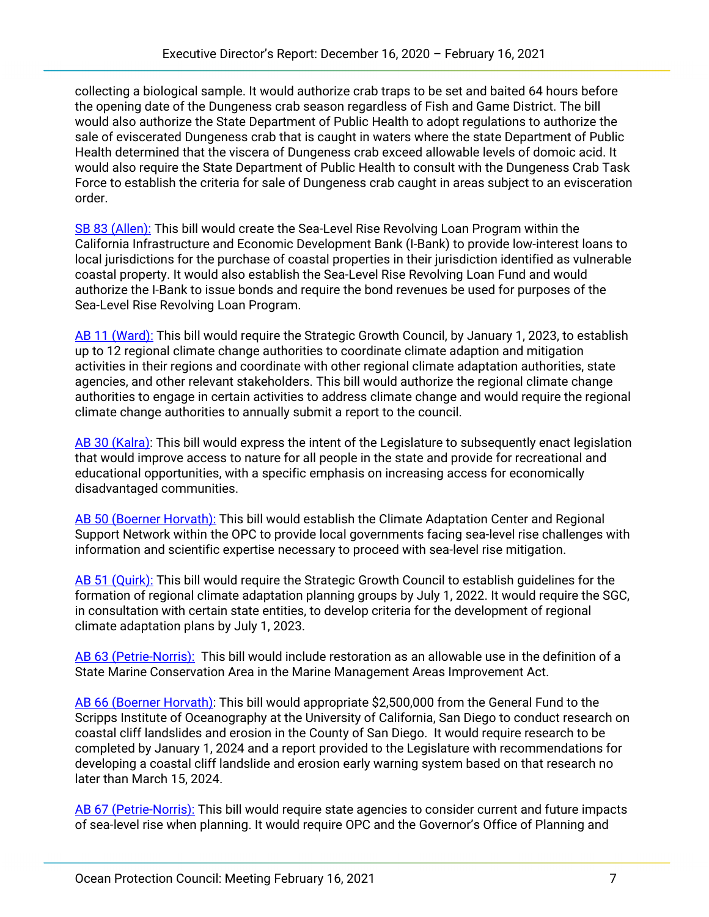collecting a biological sample. It would authorize crab traps to be set and baited 64 hours before the opening date of the Dungeness crab season regardless of Fish and Game District. The bill would also authorize the State Department of Public Health to adopt regulations to authorize the sale of eviscerated Dungeness crab that is caught in waters where the state Department of Public Health determined that the viscera of Dungeness crab exceed allowable levels of domoic acid. It would also require the State Department of Public Health to consult with the Dungeness Crab Task Force to establish the criteria for sale of Dungeness crab caught in areas subject to an evisceration order.

SB 83 (Allen): This bill would create the Sea-Level Rise Revolving Loan Program within the California Infrastructure and Economic Development Bank (I-Bank) to provide low-interest loans to local jurisdictions for the purchase of coastal properties in their jurisdiction identified as vulnerable coastal property. It would also establish the Sea-Level Rise Revolving Loan Fund and would authorize the I-Bank to issue bonds and require the bond revenues be used for purposes of the Sea-Level Rise Revolving Loan Program.

AB 11 (Ward): This bill would require the Strategic Growth Council, by January 1, 2023, to establish up to 12 regional climate change authorities to coordinate climate adaption and mitigation activities in their regions and coordinate with other regional climate adaptation authorities, state agencies, and other relevant stakeholders. This bill would authorize the regional climate change authorities to engage in certain activities to address climate change and would require the regional climate change authorities to annually submit a report to the council.

AB 30 (Kalra): This bill would express the intent of the Legislature to subsequently enact legislation that would improve access to nature for all people in the state and provide for recreational and educational opportunities, with a specific emphasis on increasing access for economically disadvantaged communities.

AB 50 (Boerner Horvath): This bill would establish the Climate Adaptation Center and Regional Support Network within the OPC to provide local governments facing sea-level rise challenges with information and scientific expertise necessary to proceed with sea-level rise mitigation.

AB 51 (Quirk): This bill would require the Strategic Growth Council to establish guidelines for the formation of regional climate adaptation planning groups by July 1, 2022. It would require the SGC, in consultation with certain state entities, to develop criteria for the development of regional climate adaptation plans by July 1, 2023.

AB 63 (Petrie-Norris): This bill would include restoration as an allowable use in the definition of a State Marine Conservation Area in the Marine Management Areas Improvement Act.

AB 66 (Boerner Horvath): This bill would appropriate $2,500,000 from the General Fund to the Scripps Institute of Oceanography at the University of California, San Diego to conduct research on coastal cliff landslides and erosion in the County of San Diego. It would require research to be completed by January 1, 2024 and a report provided to the Legislature with recommendations for developing a coastal cliff landslide and erosion early warning system based on that research no later than March 15, 2024.

AB 67 (Petrie-Norris): This bill would require state agencies to consider current and future impacts of sea-level rise when planning. It would require OPC and the Governor's Office of Planning and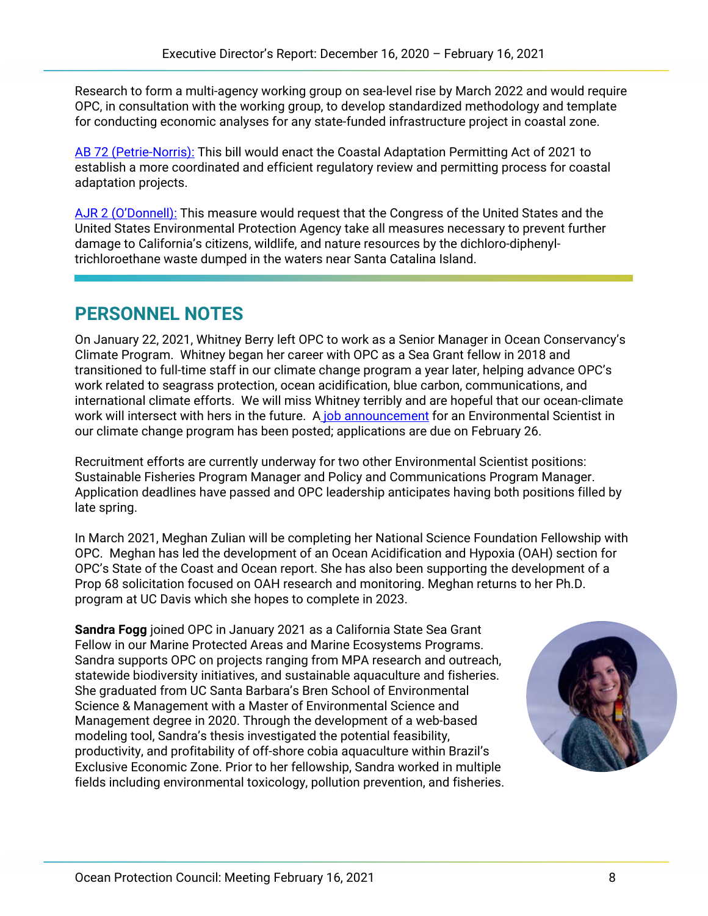Research to form a multi-agency working group on sea-level rise by March 2022 and would require OPC, in consultation with the working group, to develop standardized methodology and template for conducting economic analyses for any state-funded infrastructure project in coastal zone.

AB 72 (Petrie-Norris): This bill would enact the Coastal Adaptation Permitting Act of 2021 to establish a more coordinated and efficient regulatory review and permitting process for coastal adaptation projects.

AJR 2 (O'Donnell): This measure would request that the Congress of the United States and the United States Environmental Protection Agency take all measures necessary to prevent further damage to California's citizens, wildlife, and nature resources by the dichloro-diphenyl-trichloroethane waste dumped in the waters near Santa Catalina Island.

## PERSONNEL NOTES

On January 22, 2021, Whitney Berry left OPC to work as a Senior Manager in Ocean Conservancy's Climate Program. Whitney began her career with OPC as a Sea Grant fellow in 2018 and transitioned to full-time staff in our climate change program a year later, helping advance OPC's work related to seagrass protection, ocean acidification, blue carbon, communications, and international climate efforts. We will miss Whitney terribly and are hopeful that our ocean-climate work will intersect with hers in the future. A job announcement for an Environmental Scientist in our climate change program has been posted; applications are due on February 26.

Recruitment efforts are currently underway for two other Environmental Scientist positions: Sustainable Fisheries Program Manager and Policy and Communications Program Manager. Application deadlines have passed and OPC leadership anticipates having both positions filled by late spring.

In March 2021, Meghan Zulian will be completing her National Science Foundation Fellowship with OPC. Meghan has led the development of an Ocean Acidification and Hypoxia (OAH) section for OPC's State of the Coast and Ocean report. She has also been supporting the development of a Prop 68 solicitation focused on OAH research and monitoring. Meghan returns to her Ph.D. program at UC Davis which she hopes to complete in 2023.

**Sandra Fogg** joined OPC in January 2021 as a California State Sea Grant Fellow in our Marine Protected Areas and Marine Ecosystems Programs. Sandra supports OPC on projects ranging from MPA research and outreach, statewide biodiversity initiatives, and sustainable aquaculture and fisheries. She graduated from UC Santa Barbara's Bren School of Environmental Science & Management with a Master of Environmental Science and Management degree in 2020. Through the development of a web-based modeling tool, Sandra's thesis investigated the potential feasibility, productivity, and profitability of off-shore cobia aquaculture within Brazil's Exclusive Economic Zone. Prior to her fellowship, Sandra worked in multiple fields including environmental toxicology, pollution prevention, and fisheries.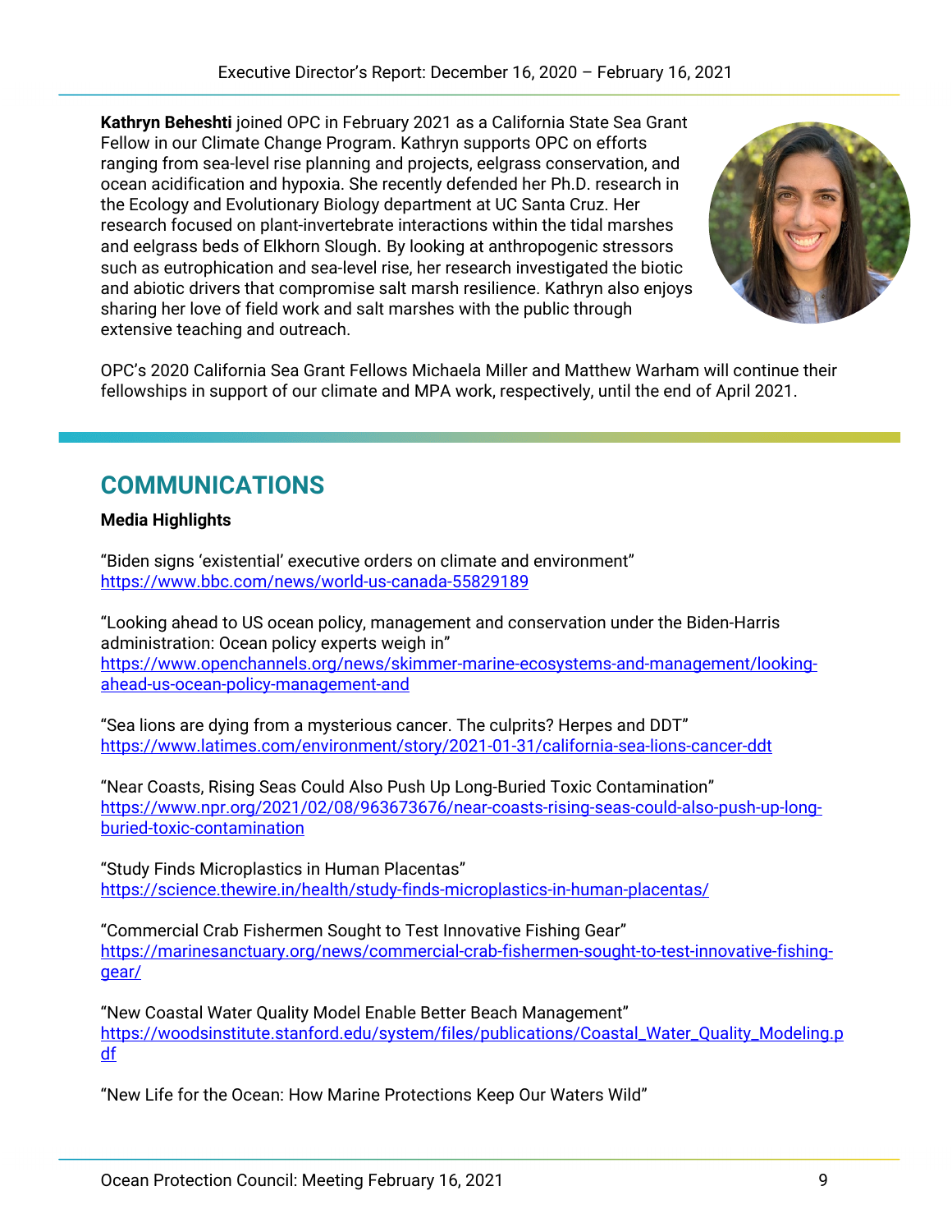**Kathryn Beheshti** joined OPC in February 2021 as a California State Sea Grant Fellow in our Climate Change Program. Kathryn supports OPC on efforts ranging from sea-level rise planning and projects, eelgrass conservation, and ocean acidification and hypoxia. She recently defended her Ph.D. research in the Ecology and Evolutionary Biology department at UC Santa Cruz. Her research focused on plant-invertebrate interactions within the tidal marshes and eelgrass beds of Elkhorn Slough. By looking at anthropogenic stressors such as eutrophication and sea-level rise, her research investigated the biotic and abiotic drivers that compromise salt marsh resilience. Kathryn also enjoys sharing her love of field work and salt marshes with the public through extensive teaching and outreach.

OPC's 2020 California Sea Grant Fellows Michaela Miller and Matthew Warham will continue their fellowships in support of our climate and MPA work, respectively, until the end of April 2021.

## COMMUNICATIONS

**Media Highlights**

"Biden signs 'existential' executive orders on climate and environment"
https://www.bbc.com/news/world-us-canada-55829189

"Looking ahead to US ocean policy, management and conservation under the Biden-Harris administration: Ocean policy experts weigh in"
https://www.openchannels.org/news/skimmer-marine-ecosystems-and-management/looking-ahead-us-ocean-policy-management-and

"Sea lions are dying from a mysterious cancer. The culprits? Herpes and DDT"
https://www.latimes.com/environment/story/2021-01-31/california-sea-lions-cancer-ddt

"Near Coasts, Rising Seas Could Also Push Up Long-Buried Toxic Contamination"
https://www.npr.org/2021/02/08/963673676/near-coasts-rising-seas-could-also-push-up-long-buried-toxic-contamination

"Study Finds Microplastics in Human Placentas"
https://science.thewire.in/health/study-finds-microplastics-in-human-placentas/

"Commercial Crab Fishermen Sought to Test Innovative Fishing Gear"
https://marinesanctuary.org/news/commercial-crab-fishermen-sought-to-test-innovative-fishing-gear/

"New Coastal Water Quality Model Enable Better Beach Management"
https://woodsinstitute.stanford.edu/system/files/publications/Coastal_Water_Quality_Modeling.pdf

"New Life for the Ocean: How Marine Protections Keep Our Waters Wild"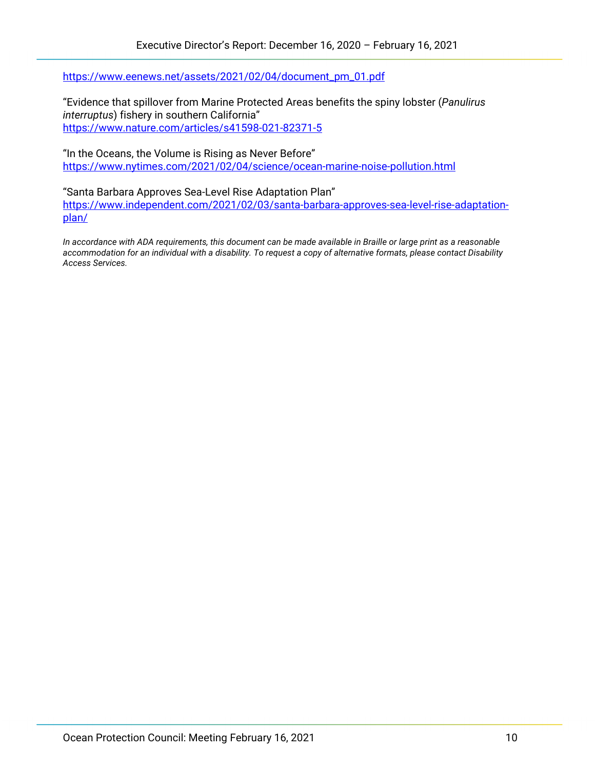https://www.eenews.net/assets/2021/02/04/document_pm_01.pdf

"Evidence that spillover from Marine Protected Areas benefits the spiny lobster (*Panulirus interruptus*) fishery in southern California"
https://www.nature.com/articles/s41598-021-82371-5

"In the Oceans, the Volume is Rising as Never Before"
https://www.nytimes.com/2021/02/04/science/ocean-marine-noise-pollution.html

"Santa Barbara Approves Sea-Level Rise Adaptation Plan"
https://www.independent.com/2021/02/03/santa-barbara-approves-sea-level-rise-adaptation-plan/

*In accordance with ADA requirements, this document can be made available in Braille or large print as a reasonable accommodation for an individual with a disability. To request a copy of alternative formats, please contact Disability Access Services.*